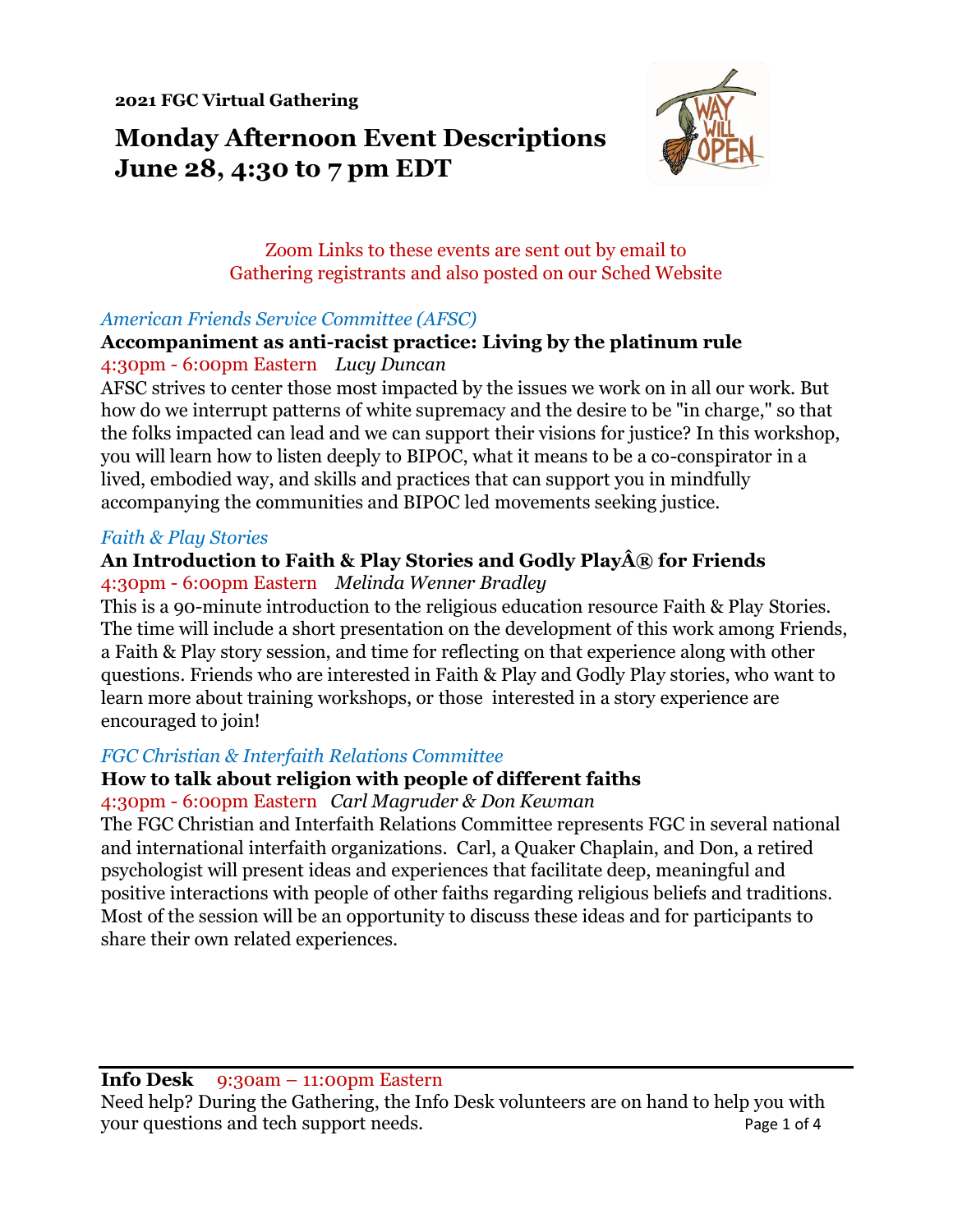**2021 FGC Virtual Gathering**

# Monday Afternoon Event Descriptions
# June 28, 4:30 to 7 pm EDT

Zoom Links to these events are sent out by email to Gathering registrants and also posted on our Sched Website

*American Friends Service Committee (AFSC)*

### Accompaniment as anti-racist practice: Living by the platinum rule

4:30pm - 6:00pm Eastern *Lucy Duncan*

AFSC strives to center those most impacted by the issues we work on in all our work. But how do we interrupt patterns of white supremacy and the desire to be "in charge," so that the folks impacted can lead and we can support their visions for justice? In this workshop, you will learn how to listen deeply to BIPOC, what it means to be a co-conspirator in a lived, embodied way, and skills and practices that can support you in mindfully accompanying the communities and BIPOC led movements seeking justice.

*Faith & Play Stories*

### An Introduction to Faith & Play Stories and Godly PlayÂ® for Friends

4:30pm - 6:00pm Eastern *Melinda Wenner Bradley*

This is a 90-minute introduction to the religious education resource Faith & Play Stories. The time will include a short presentation on the development of this work among Friends, a Faith & Play story session, and time for reflecting on that experience along with other questions. Friends who are interested in Faith & Play and Godly Play stories, who want to learn more about training workshops, or those interested in a story experience are encouraged to join!

*FGC Christian & Interfaith Relations Committee*

### How to talk about religion with people of different faiths

4:30pm - 6:00pm Eastern *Carl Magruder & Don Kewman*

The FGC Christian and Interfaith Relations Committee represents FGC in several national and international interfaith organizations. Carl, a Quaker Chaplain, and Don, a retired psychologist will present ideas and experiences that facilitate deep, meaningful and positive interactions with people of other faiths regarding religious beliefs and traditions. Most of the session will be an opportunity to discuss these ideas and for participants to share their own related experiences.

---

**Info Desk** 9:30am – 11:00pm Eastern

Need help? During the Gathering, the Info Desk volunteers are on hand to help you with your questions and tech support needs.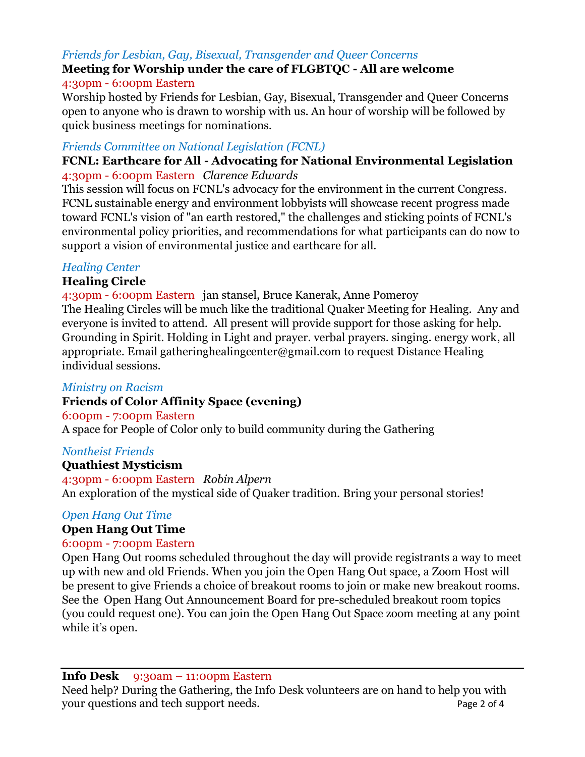*Friends for Lesbian, Gay, Bisexual, Transgender and Queer Concerns*

**Meeting for Worship under the care of FLGBTQC - All are welcome**

4:30pm - 6:00pm Eastern

Worship hosted by Friends for Lesbian, Gay, Bisexual, Transgender and Queer Concerns open to anyone who is drawn to worship with us. An hour of worship will be followed by quick business meetings for nominations.

*Friends Committee on National Legislation (FCNL)*

**FCNL: Earthcare for All - Advocating for National Environmental Legislation**

4:30pm - 6:00pm Eastern *Clarence Edwards*

This session will focus on FCNL's advocacy for the environment in the current Congress. FCNL sustainable energy and environment lobbyists will showcase recent progress made toward FCNL's vision of "an earth restored," the challenges and sticking points of FCNL's environmental policy priorities, and recommendations for what participants can do now to support a vision of environmental justice and earthcare for all.

*Healing Center*

**Healing Circle**

4:30pm - 6:00pm Eastern jan stansel, Bruce Kanerak, Anne Pomeroy

The Healing Circles will be much like the traditional Quaker Meeting for Healing. Any and everyone is invited to attend. All present will provide support for those asking for help. Grounding in Spirit. Holding in Light and prayer. verbal prayers. singing. energy work, all appropriate. Email gatheringhealingcenter@gmail.com to request Distance Healing individual sessions.

*Ministry on Racism*

**Friends of Color Affinity Space (evening)**

6:00pm - 7:00pm Eastern

A space for People of Color only to build community during the Gathering

*Nontheist Friends*

**Quathiest Mysticism**

4:30pm - 6:00pm Eastern *Robin Alpern*

An exploration of the mystical side of Quaker tradition. Bring your personal stories!

*Open Hang Out Time*

**Open Hang Out Time**

6:00pm - 7:00pm Eastern

Open Hang Out rooms scheduled throughout the day will provide registrants a way to meet up with new and old Friends. When you join the Open Hang Out space, a Zoom Host will be present to give Friends a choice of breakout rooms to join or make new breakout rooms. See the Open Hang Out Announcement Board for pre-scheduled breakout room topics (you could request one). You can join the Open Hang Out Space zoom meeting at any point while it's open.

---

**Info Desk** 9:30am – 11:00pm Eastern

Need help? During the Gathering, the Info Desk volunteers are on hand to help you with your questions and tech support needs.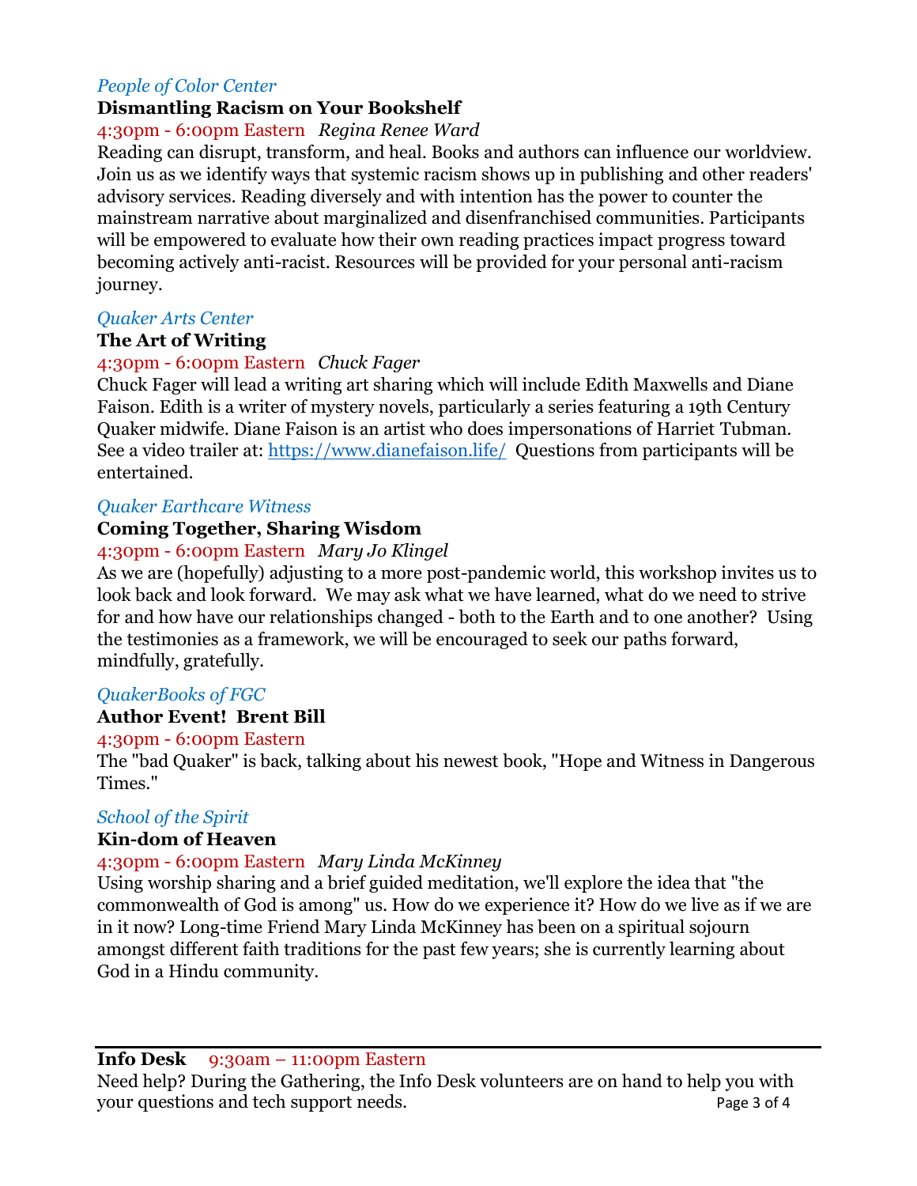*People of Color Center*

**Dismantling Racism on Your Bookshelf**

4:30pm - 6:00pm Eastern *Regina Renee Ward*

Reading can disrupt, transform, and heal. Books and authors can influence our worldview. Join us as we identify ways that systemic racism shows up in publishing and other readers' advisory services. Reading diversely and with intention has the power to counter the mainstream narrative about marginalized and disenfranchised communities. Participants will be empowered to evaluate how their own reading practices impact progress toward becoming actively anti-racist. Resources will be provided for your personal anti-racism journey.

*Quaker Arts Center*

**The Art of Writing**

4:30pm - 6:00pm Eastern *Chuck Fager*

Chuck Fager will lead a writing art sharing which will include Edith Maxwells and Diane Faison. Edith is a writer of mystery novels, particularly a series featuring a 19th Century Quaker midwife. Diane Faison is an artist who does impersonations of Harriet Tubman. See a video trailer at: [https://www.dianefaison.life/](https://www.dianefaison.life/) Questions from participants will be entertained.

*Quaker Earthcare Witness*

**Coming Together, Sharing Wisdom**

4:30pm - 6:00pm Eastern *Mary Jo Klingel*

As we are (hopefully) adjusting to a more post-pandemic world, this workshop invites us to look back and look forward. We may ask what we have learned, what do we need to strive for and how have our relationships changed - both to the Earth and to one another? Using the testimonies as a framework, we will be encouraged to seek our paths forward, mindfully, gratefully.

*QuakerBooks of FGC*

**Author Event! Brent Bill**

4:30pm - 6:00pm Eastern

The "bad Quaker" is back, talking about his newest book, "Hope and Witness in Dangerous Times."

*School of the Spirit*

**Kin-dom of Heaven**

4:30pm - 6:00pm Eastern *Mary Linda McKinney*

Using worship sharing and a brief guided meditation, we'll explore the idea that "the commonwealth of God is among" us. How do we experience it? How do we live as if we are in it now? Long-time Friend Mary Linda McKinney has been on a spiritual sojourn amongst different faith traditions for the past few years; she is currently learning about God in a Hindu community.

---

**Info Desk** 9:30am – 11:00pm Eastern

Need help? During the Gathering, the Info Desk volunteers are on hand to help you with your questions and tech support needs.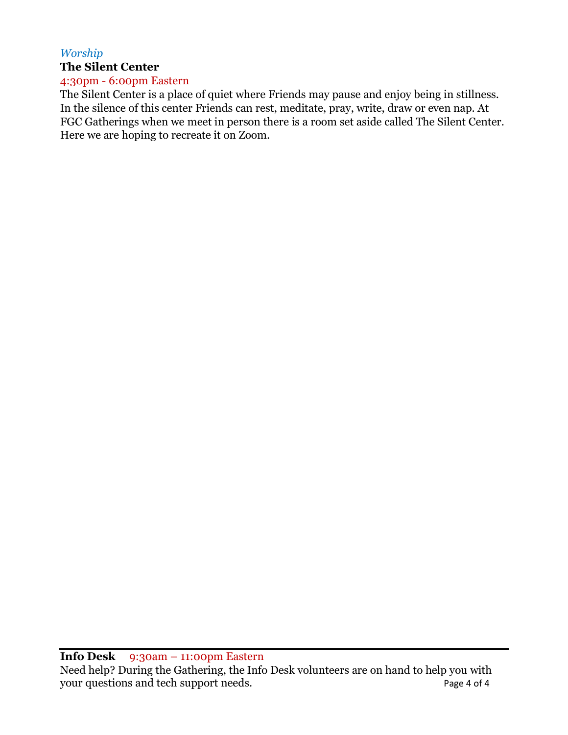*Worship*

**The Silent Center**

4:30pm - 6:00pm Eastern

The Silent Center is a place of quiet where Friends may pause and enjoy being in stillness. In the silence of this center Friends can rest, meditate, pray, write, draw or even nap. At FGC Gatherings when we meet in person there is a room set aside called The Silent Center. Here we are hoping to recreate it on Zoom.

---

**Info Desk** 9:30am – 11:00pm Eastern

Need help? During the Gathering, the Info Desk volunteers are on hand to help you with your questions and tech support needs.